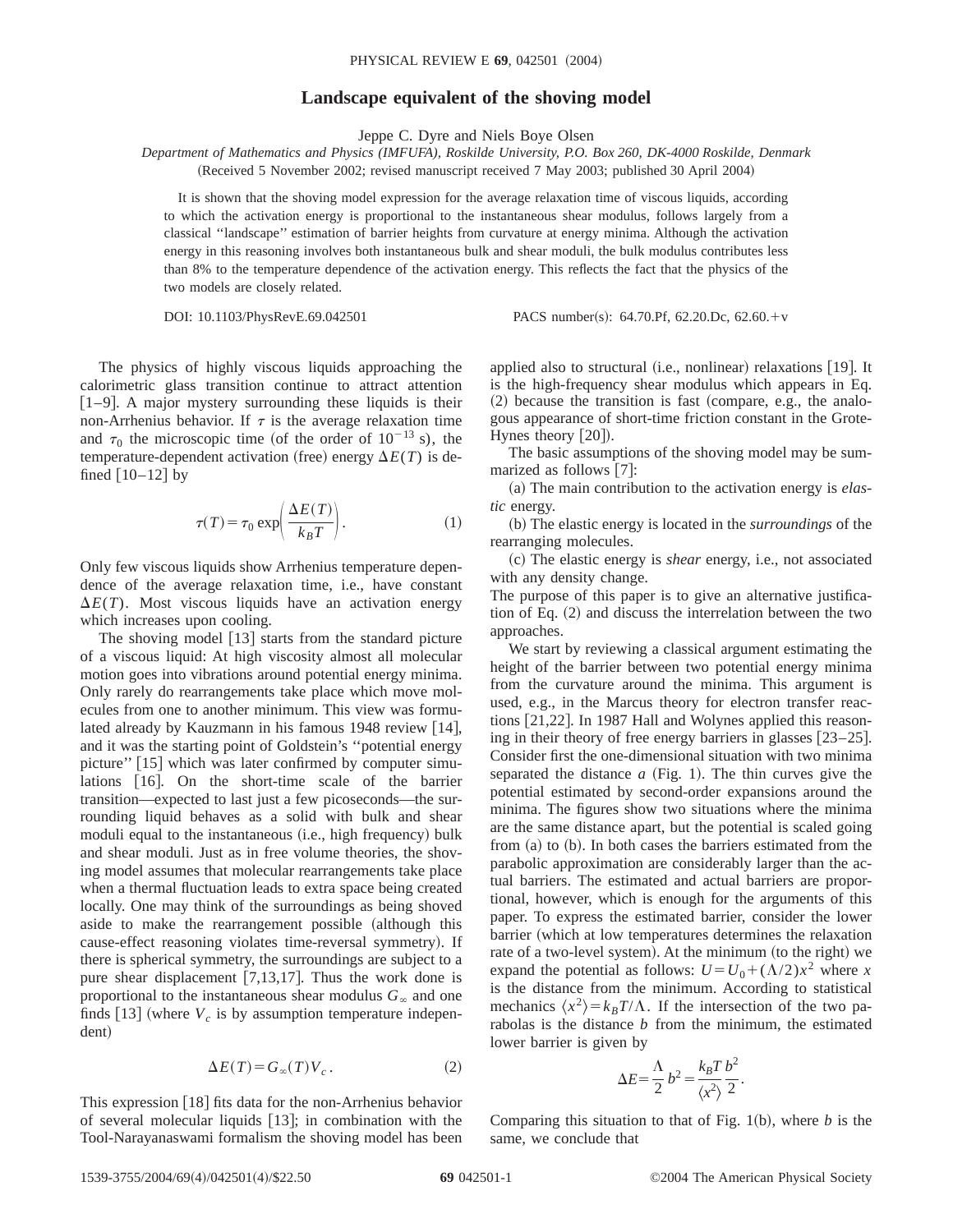# Landscape equivalent of the shoving model

Jeppe C. Dyre and Niels Boye Olsen

*Department of Mathematics and Physics (IMFUFA), Roskilde University, P.O. Box 260, DK-4000 Roskilde, Denmark*

(Received 5 November 2002; revised manuscript received 7 May 2003; published 30 April 2004)

It is shown that the shoving model expression for the average relaxation time of viscous liquids, according to which the activation energy is proportional to the instantaneous shear modulus, follows largely from a classical "landscape" estimation of barrier heights from curvature at energy minima. Although the activation energy in this reasoning involves both instantaneous bulk and shear moduli, the bulk modulus contributes less than 8% to the temperature dependence of the activation energy. This reflects the fact that the physics of the two models are closely related.

DOI: 10.1103/PhysRevE.69.042501 PACS number(s): 64.70.Pf, 62.20.Dc, 62.60.+v

The physics of highly viscous liquids approaching the calorimetric glass transition continue to attract attention [1–9]. A major mystery surrounding these liquids is their non-Arrhenius behavior. If $\tau$ is the average relaxation time and $\tau_0$ the microscopic time (of the order of $10^{-13}$ s), the temperature-dependent activation (free) energy $\Delta E(T)$ is defined [10–12] by

$$\tau(T)=\tau_0 \exp\left(\frac{\Delta E(T)}{k_B T}\right). \tag{1}$$

Only few viscous liquids show Arrhenius temperature dependence of the average relaxation time, i.e., have constant $\Delta E(T)$. Most viscous liquids have an activation energy which increases upon cooling.

The shoving model [13] starts from the standard picture of a viscous liquid: At high viscosity almost all molecular motion goes into vibrations around potential energy minima. Only rarely do rearrangements take place which move molecules from one to another minimum. This view was formulated already by Kauzmann in his famous 1948 review [14], and it was the starting point of Goldstein's "potential energy picture" [15] which was later confirmed by computer simulations [16]. On the short-time scale of the barrier transition—expected to last just a few picoseconds—the surrounding liquid behaves as a solid with bulk and shear moduli equal to the instantaneous (i.e., high frequency) bulk and shear moduli. Just as in free volume theories, the shoving model assumes that molecular rearrangements take place when a thermal fluctuation leads to extra space being created locally. One may think of the surroundings as being shoved aside to make the rearrangement possible (although this cause-effect reasoning violates time-reversal symmetry). If there is spherical symmetry, the surroundings are subject to a pure shear displacement [7,13,17]. Thus the work done is proportional to the instantaneous shear modulus $G_\infty$ and one finds [13] (where $V_c$ is by assumption temperature independent)

$$\Delta E(T)=G_\infty(T)V_c . \tag{2}$$

This expression [18] fits data for the non-Arrhenius behavior of several molecular liquids [13]; in combination with the Tool-Narayanaswami formalism the shoving model has been applied also to structural (i.e., nonlinear) relaxations [19]. It is the high-frequency shear modulus which appears in Eq. (2) because the transition is fast (compare, e.g., the analogous appearance of short-time friction constant in the Grote-Hynes theory [20]).

The basic assumptions of the shoving model may be summarized as follows [7]:

(a) The main contribution to the activation energy is *elastic* energy.

(b) The elastic energy is located in the *surroundings* of the rearranging molecules.

(c) The elastic energy is *shear* energy, i.e., not associated with any density change.

The purpose of this paper is to give an alternative justification of Eq. (2) and discuss the interrelation between the two approaches.

We start by reviewing a classical argument estimating the height of the barrier between two potential energy minima from the curvature around the minima. This argument is used, e.g., in the Marcus theory for electron transfer reactions [21,22]. In 1987 Hall and Wolynes applied this reasoning in their theory of free energy barriers in glasses [23–25]. Consider first the one-dimensional situation with two minima separated the distance $a$ (Fig. 1). The thin curves give the potential estimated by second-order expansions around the minima. The figures show two situations where the minima are the same distance apart, but the potential is scaled going from (a) to (b). In both cases the barriers estimated from the parabolic approximation are considerably larger than the actual barriers. The estimated and actual barriers are proportional, however, which is enough for the arguments of this paper. To express the estimated barrier, consider the lower barrier (which at low temperatures determines the relaxation rate of a two-level system). At the minimum (to the right) we expand the potential as follows: $U=U_0+(\Lambda/2)x^2$ where $x$ is the distance from the minimum. According to statistical mechanics $\langle x^2\rangle = k_BT/\Lambda$. If the intersection of the two parabolas is the distance $b$ from the minimum, the estimated lower barrier is given by

$$\Delta E=\frac{\Lambda}{2}b^2=\frac{k_BT}{\langle x^2\rangle}\frac{b^2}{2}.$$

Comparing this situation to that of Fig. 1(b), where $b$ is the same, we conclude that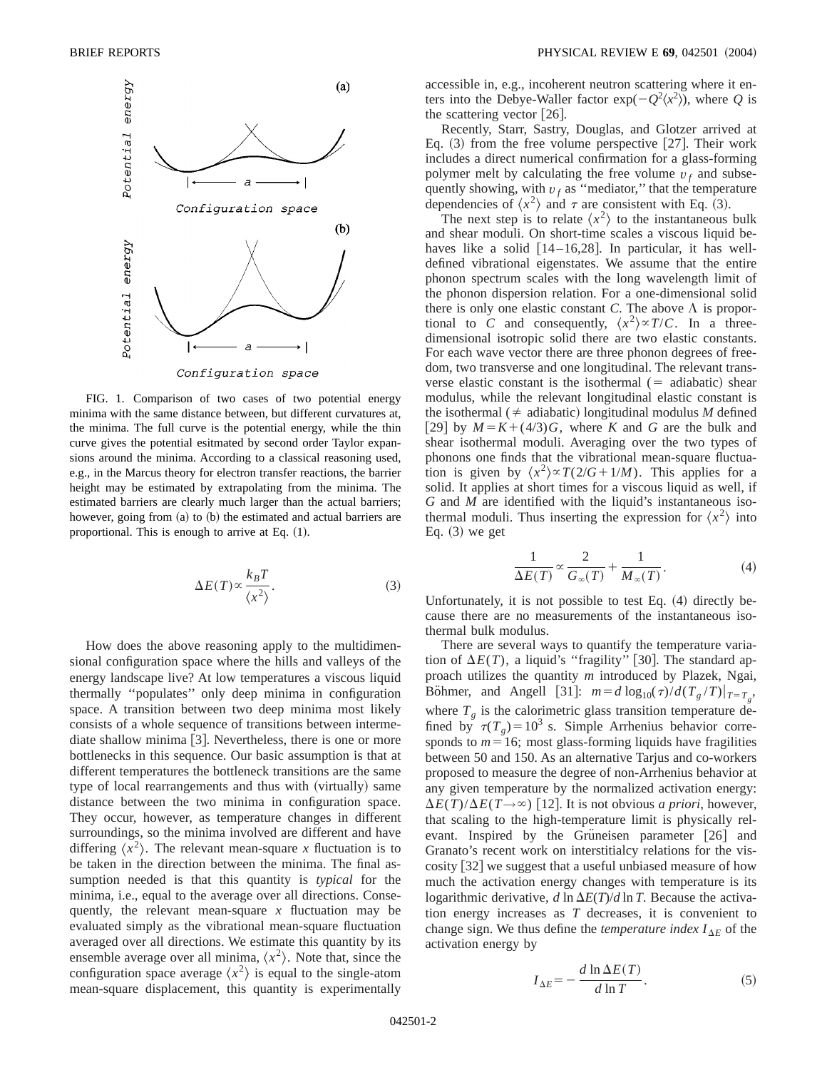FIG. 1. Comparison of two cases of two potential energy minima with the same distance between, but different curvatures at, the minima. The full curve is the potential energy, while the thin curve gives the potential esitmated by second order Taylor expansions around the minima. According to a classical reasoning used, e.g., in the Marcus theory for electron transfer reactions, the barrier height may be estimated by extrapolating from the minima. The estimated barriers are clearly much larger than the actual barriers; however, going from (a) to (b) the estimated and actual barriers are proportional. This is enough to arrive at Eq. (1).

$$\Delta E(T) \propto \frac{k_B T}{\langle x^2 \rangle}. \tag{3}$$

How does the above reasoning apply to the multidimensional configuration space where the hills and valleys of the energy landscape live? At low temperatures a viscous liquid thermally "populates" only deep minima in configuration space. A transition between two deep minima most likely consists of a whole sequence of transitions between intermediate shallow minima [3]. Nevertheless, there is one or more bottlenecks in this sequence. Our basic assumption is that at different temperatures the bottleneck transitions are the same type of local rearrangements and thus with (virtually) same distance between the two minima in configuration space. They occur, however, as temperature changes in different surroundings, so the minima involved are different and have differing $\langle x^2 \rangle$. The relevant mean-square $x$ fluctuation is to be taken in the direction between the minima. The final assumption needed is that this quantity is *typical* for the minima, i.e., equal to the average over all directions. Consequently, the relevant mean-square $x$ fluctuation may be evaluated simply as the vibrational mean-square fluctuation averaged over all directions. We estimate this quantity by its ensemble average over all minima, $\langle x^2 \rangle$. Note that, since the configuration space average $\langle x^2 \rangle$ is equal to the single-atom mean-square displacement, this quantity is experimentally accessible in, e.g., incoherent neutron scattering where it enters into the Debye-Waller factor $\exp(-Q^2\langle x^2 \rangle)$, where $Q$ is the scattering vector [26].

Recently, Starr, Sastry, Douglas, and Glotzer arrived at Eq. (3) from the free volume perspective [27]. Their work includes a direct numerical confirmation for a glass-forming polymer melt by calculating the free volume $v_f$ and subsequently showing, with $v_f$ as "mediator," that the temperature dependencies of $\langle x^2 \rangle$ and $\tau$ are consistent with Eq. (3).

The next step is to relate $\langle x^2 \rangle$ to the instantaneous bulk and shear moduli. On short-time scales a viscous liquid behaves like a solid [14–16,28]. In particular, it has well-defined vibrational eigenstates. We assume that the entire phonon spectrum scales with the long wavelength limit of the phonon dispersion relation. For a one-dimensional solid there is only one elastic constant $C$. The above $\Lambda$ is proportional to $C$ and consequently, $\langle x^2 \rangle \propto T/C$. In a three-dimensional isotropic solid there are two elastic constants. For each wave vector there are three phonon degrees of freedom, two transverse and one longitudinal. The relevant transverse elastic constant is the isothermal (= adiabatic) shear modulus, while the relevant longitudinal elastic constant is the isothermal ($\neq$ adiabatic) longitudinal modulus $M$ defined [29] by $M = K + (4/3)G$, where $K$ and $G$ are the bulk and shear isothermal moduli. Averaging over the two types of phonons one finds that the vibrational mean-square fluctuation is given by $\langle x^2 \rangle \propto T(2/G + 1/M)$. This applies for a solid. It applies at short times for a viscous liquid as well, if $G$ and $M$ are identified with the liquid's instantaneous isothermal moduli. Thus inserting the expression for $\langle x^2 \rangle$ into Eq. (3) we get

$$\frac{1}{\Delta E(T)} \propto \frac{2}{G_\infty(T)} + \frac{1}{M_\infty(T)}. \tag{4}$$

Unfortunately, it is not possible to test Eq. (4) directly because there are no measurements of the instantaneous isothermal bulk modulus.

There are several ways to quantify the temperature variation of $\Delta E(T)$, a liquid's "fragility" [30]. The standard approach utilizes the quantity $m$ introduced by Plazek, Ngai, Böhmer, and Angell [31]: $m = d\log_{10}(\tau)/d(T_g/T)|_{T=T_g}$, where $T_g$ is the calorimetric glass transition temperature defined by $\tau(T_g) = 10^3$ s. Simple Arrhenius behavior corresponds to $m = 16$; most glass-forming liquids have fragilities between 50 and 150. As an alternative Tarjus and co-workers proposed to measure the degree of non-Arrhenius behavior at any given temperature by the normalized activation energy: $\Delta E(T)/\Delta E(T \to \infty)$ [12]. It is not obvious *a priori*, however, that scaling to the high-temperature limit is physically relevant. Inspired by the Grüneisen parameter [26] and Granato's recent work on interstitialcy relations for the viscosity [32] we suggest that a useful unbiased measure of how much the activation energy changes with temperature is its logarithmic derivative, $d\ln\Delta E(T)/d\ln T$. Because the activation energy increases as $T$ decreases, it is convenient to change sign. We thus define the *temperature index* $I_{\Delta E}$ of the activation energy by

$$I_{\Delta E} = -\frac{d\ln\Delta E(T)}{d\ln T}. \tag{5}$$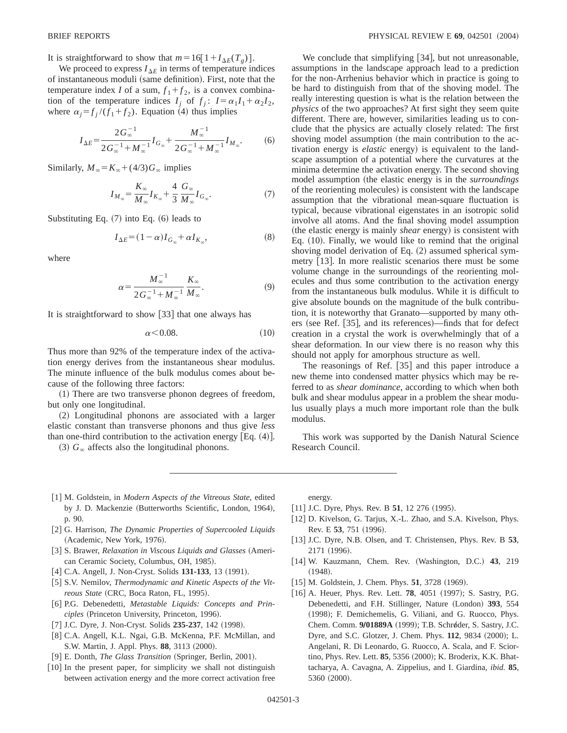It is straightforward to show that $m = 16[1 + I_{\Delta E}(T_g)]$.

We proceed to express $I_{\Delta E}$ in terms of temperature indices of instantaneous moduli (same definition). First, note that the temperature index $I$ of a sum, $f_1 + f_2$, is a convex combination of the temperature indices $I_j$ of $f_j$: $I = \alpha_1 I_1 + \alpha_2 I_2$, where $\alpha_j = f_j/(f_1 + f_2)$. Equation (4) thus implies

$$I_{\Delta E} = \frac{2G_\infty^{-1}}{2G_\infty^{-1} + M_\infty^{-1}} I_{G_\infty} + \frac{M_\infty^{-1}}{2G_\infty^{-1} + M_\infty^{-1}} I_{M_\infty}. \tag{6}$$

Similarly, $M_\infty = K_\infty + (4/3)G_\infty$ implies

$$I_{M_\infty} = \frac{K_\infty}{M_\infty} I_{K_\infty} + \frac{4}{3} \frac{G_\infty}{M_\infty} I_{G_\infty}. \tag{7}$$

Substituting Eq. (7) into Eq. (6) leads to

$$I_{\Delta E} = (1 - \alpha) I_{G_\infty} + \alpha I_{K_\infty}, \tag{8}$$

where

$$\alpha = \frac{M_\infty^{-1}}{2G_\infty^{-1} + M_\infty^{-1}} \frac{K_\infty}{M_\infty}. \tag{9}$$

It is straightforward to show [33] that one always has

$$\alpha < 0.08. \tag{10}$$

Thus more than 92% of the temperature index of the activation energy derives from the instantaneous shear modulus. The minute influence of the bulk modulus comes about because of the following three factors:

(1) There are two transverse phonon degrees of freedom, but only one longitudinal.

(2) Longitudinal phonons are associated with a larger elastic constant than transverse phonons and thus give *less* than one-third contribution to the activation energy [Eq. (4)].

(3) $G_\infty$ affects also the longitudinal phonons.

We conclude that simplifying [34], but not unreasonable, assumptions in the landscape approach lead to a prediction for the non-Arrhenius behavior which in practice is going to be hard to distinguish from that of the shoving model. The really interesting question is what is the relation between the *physics* of the two approaches? At first sight they seem quite different. There are, however, similarities leading us to conclude that the physics are actually closely related: The first shoving model assumption (the main contribution to the activation energy is *elastic* energy) is equivalent to the landscape assumption of a potential where the curvatures at the minima determine the activation energy. The second shoving model assumption (the elastic energy is in the *surroundings* of the reorienting molecules) is consistent with the landscape assumption that the vibrational mean-square fluctuation is typical, because vibrational eigenstates in an isotropic solid involve all atoms. And the final shoving model assumption (the elastic energy is mainly *shear* energy) is consistent with Eq. (10). Finally, we would like to remind that the original shoving model derivation of Eq. (2) assumed spherical symmetry [13]. In more realistic scenarios there must be some volume change in the surroundings of the reorienting molecules and thus some contribution to the activation energy from the instantaneous bulk modulus. While it is difficult to give absolute bounds on the magnitude of the bulk contribution, it is noteworthy that Granato—supported by many others (see Ref. [35], and its references)—finds that for defect creation in a crystal the work is overwhelmingly that of a shear deformation. In our view there is no reason why this should not apply for amorphous structure as well.

The reasonings of Ref. [35] and this paper introduce a new theme into condensed matter physics which may be referred to as *shear dominance*, according to which when both bulk and shear modulus appear in a problem the shear modulus usually plays a much more important role than the bulk modulus.

This work was supported by the Danish Natural Science Research Council.

---

[1] M. Goldstein, in *Modern Aspects of the Vitreous State*, edited by J. D. Mackenzie (Butterworths Scientific, London, 1964), p. 90.

[2] G. Harrison, *The Dynamic Properties of Supercooled Liquids* (Academic, New York, 1976).

[3] S. Brawer, *Relaxation in Viscous Liquids and Glasses* (American Ceramic Society, Columbus, OH, 1985).

[4] C.A. Angell, J. Non-Cryst. Solids **131-133**, 13 (1991).

[5] S.V. Nemilov, *Thermodynamic and Kinetic Aspects of the Vitreous State* (CRC, Boca Raton, FL, 1995).

[6] P.G. Debenedetti, *Metastable Liquids: Concepts and Principles* (Princeton University, Princeton, 1996).

[7] J.C. Dyre, J. Non-Cryst. Solids **235-237**, 142 (1998).

[8] C.A. Angell, K.L. Ngai, G.B. McKenna, P.F. McMillan, and S.W. Martin, J. Appl. Phys. **88**, 3113 (2000).

[9] E. Donth, *The Glass Transition* (Springer, Berlin, 2001).

[10] In the present paper, for simplicity we shall not distinguish between activation energy and the more correct activation free energy.

[11] J.C. Dyre, Phys. Rev. B **51**, 12 276 (1995).

[12] D. Kivelson, G. Tarjus, X.-L. Zhao, and S.A. Kivelson, Phys. Rev. E **53**, 751 (1996).

[13] J.C. Dyre, N.B. Olsen, and T. Christensen, Phys. Rev. B **53**, 2171 (1996).

[14] W. Kauzmann, Chem. Rev. (Washington, D.C.) **43**, 219 (1948).

[15] M. Goldstein, J. Chem. Phys. **51**, 3728 (1969).

[16] A. Heuer, Phys. Rev. Lett. **78**, 4051 (1997); S. Sastry, P.G. Debenedetti, and F.H. Stillinger, Nature (London) **393**, 554 (1998); F. Demichemelis, G. Viliani, and G. Ruocco, Phys. Chem. Comm. **9/01889A** (1999); T.B. Schrøder, S. Sastry, J.C. Dyre, and S.C. Glotzer, J. Chem. Phys. **112**, 9834 (2000); L. Angelani, R. Di Leonardo, G. Ruocco, A. Scala, and F. Sciortino, Phys. Rev. Lett. **85**, 5356 (2000); K. Broderix, K.K. Bhattacharya, A. Cavagna, A. Zippelius, and I. Giardina, *ibid.* **85**, 5360 (2000).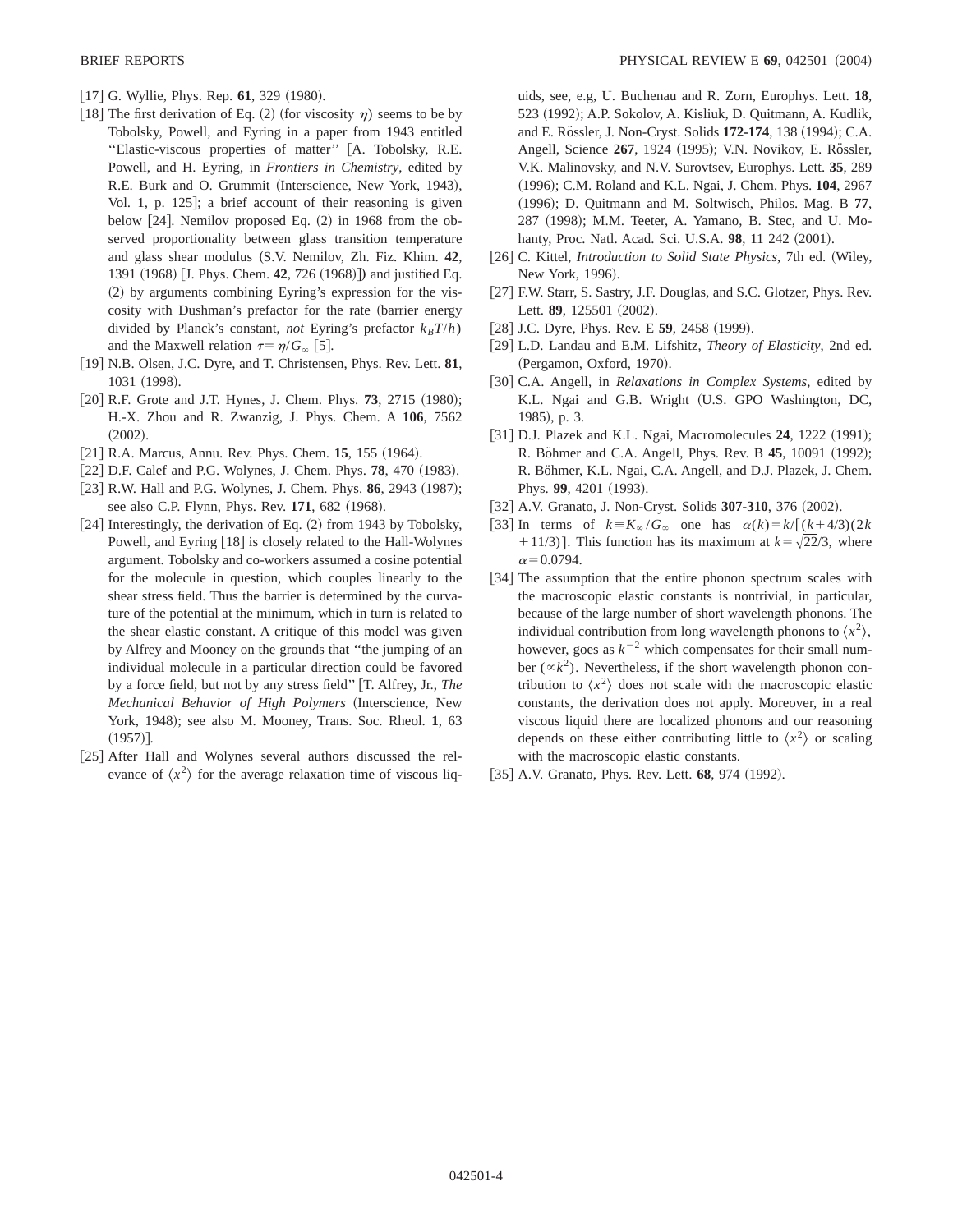[17] G. Wyllie, Phys. Rep. **61**, 329 (1980).

[18] The first derivation of Eq. (2) (for viscosity $\eta$) seems to be by Tobolsky, Powell, and Eyring in a paper from 1943 entitled "Elastic-viscous properties of matter" [A. Tobolsky, R.E. Powell, and H. Eyring, in *Frontiers in Chemistry*, edited by R.E. Burk and O. Grummit (Interscience, New York, 1943), Vol. 1, p. 125]; a brief account of their reasoning is given below [24]. Nemilov proposed Eq. (2) in 1968 from the observed proportionality between glass transition temperature and glass shear modulus (S.V. Nemilov, Zh. Fiz. Khim. **42**, 1391 (1968) [J. Phys. Chem. **42**, 726 (1968)]) and justified Eq. (2) by arguments combining Eyring's expression for the viscosity with Dushman's prefactor for the rate (barrier energy divided by Planck's constant, *not* Eyring's prefactor $k_BT/h$) and the Maxwell relation $\tau=\eta/G_\infty$ [5].

[19] N.B. Olsen, J.C. Dyre, and T. Christensen, Phys. Rev. Lett. **81**, 1031 (1998).

[20] R.F. Grote and J.T. Hynes, J. Chem. Phys. **73**, 2715 (1980); H.-X. Zhou and R. Zwanzig, J. Phys. Chem. A **106**, 7562 (2002).

[21] R.A. Marcus, Annu. Rev. Phys. Chem. **15**, 155 (1964).

[22] D.F. Calef and P.G. Wolynes, J. Chem. Phys. **78**, 470 (1983).

[23] R.W. Hall and P.G. Wolynes, J. Chem. Phys. **86**, 2943 (1987); see also C.P. Flynn, Phys. Rev. **171**, 682 (1968).

[24] Interestingly, the derivation of Eq. (2) from 1943 by Tobolsky, Powell, and Eyring [18] is closely related to the Hall-Wolynes argument. Tobolsky and co-workers assumed a cosine potential for the molecule in question, which couples linearly to the shear stress field. Thus the barrier is determined by the curvature of the potential at the minimum, which in turn is related to the shear elastic constant. A critique of this model was given by Alfrey and Mooney on the grounds that "the jumping of an individual molecule in a particular direction could be favored by a force field, but not by any stress field" [T. Alfrey, Jr., *The Mechanical Behavior of High Polymers* (Interscience, New York, 1948); see also M. Mooney, Trans. Soc. Rheol. **1**, 63 (1957)].

[25] After Hall and Wolynes several authors discussed the relevance of $\langle x^2\rangle$ for the average relaxation time of viscous liquids, see, e.g, U. Buchenau and R. Zorn, Europhys. Lett. **18**, 523 (1992); A.P. Sokolov, A. Kisliuk, D. Quitmann, A. Kudlik, and E. Rössler, J. Non-Cryst. Solids **172-174**, 138 (1994); C.A. Angell, Science **267**, 1924 (1995); V.N. Novikov, E. Rössler, V.K. Malinovsky, and N.V. Surovtsev, Europhys. Lett. **35**, 289 (1996); C.M. Roland and K.L. Ngai, J. Chem. Phys. **104**, 2967 (1996); D. Quitmann and M. Soltwisch, Philos. Mag. B **77**, 287 (1998); M.M. Teeter, A. Yamano, B. Stec, and U. Mohanty, Proc. Natl. Acad. Sci. U.S.A. **98**, 11 242 (2001).

[26] C. Kittel, *Introduction to Solid State Physics*, 7th ed. (Wiley, New York, 1996).

[27] F.W. Starr, S. Sastry, J.F. Douglas, and S.C. Glotzer, Phys. Rev. Lett. **89**, 125501 (2002).

[28] J.C. Dyre, Phys. Rev. E **59**, 2458 (1999).

[29] L.D. Landau and E.M. Lifshitz, *Theory of Elasticity*, 2nd ed. (Pergamon, Oxford, 1970).

[30] C.A. Angell, in *Relaxations in Complex Systems*, edited by K.L. Ngai and G.B. Wright (U.S. GPO Washington, DC, 1985), p. 3.

[31] D.J. Plazek and K.L. Ngai, Macromolecules **24**, 1222 (1991); R. Böhmer and C.A. Angell, Phys. Rev. B **45**, 10091 (1992); R. Böhmer, K.L. Ngai, C.A. Angell, and D.J. Plazek, J. Chem. Phys. **99**, 4201 (1993).

[32] A.V. Granato, J. Non-Cryst. Solids **307-310**, 376 (2002).

[33] In terms of $k\equiv K_\infty/G_\infty$ one has $\alpha(k)=k/[(k+4/3)(2k+11/3)]$. This function has its maximum at $k=\sqrt{22}/3$, where $\alpha=0.0794$.

[34] The assumption that the entire phonon spectrum scales with the macroscopic elastic constants is nontrivial, in particular, because of the large number of short wavelength phonons. The individual contribution from long wavelength phonons to $\langle x^2\rangle$, however, goes as $k^{-2}$ which compensates for their small number ($\propto k^2$). Nevertheless, if the short wavelength phonon contribution to $\langle x^2\rangle$ does not scale with the macroscopic elastic constants, the derivation does not apply. Moreover, in a real viscous liquid there are localized phonons and our reasoning depends on these either contributing little to $\langle x^2\rangle$ or scaling with the macroscopic elastic constants.

[35] A.V. Granato, Phys. Rev. Lett. **68**, 974 (1992).